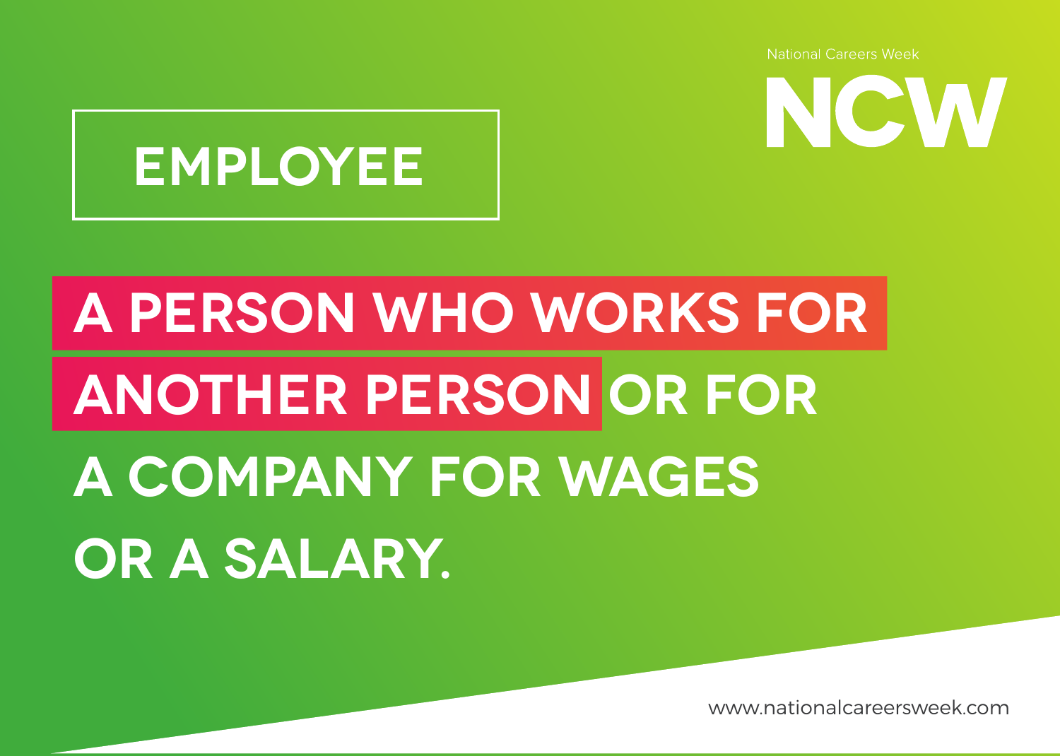National Careers Week

NCW

# EMPLOYEE

**A PERSON WHO WORKS FOR ANOTHER PERSON OR FOR A COMPANY FOR WAGES OR A SALARY.**

www.nationalcareersweek.com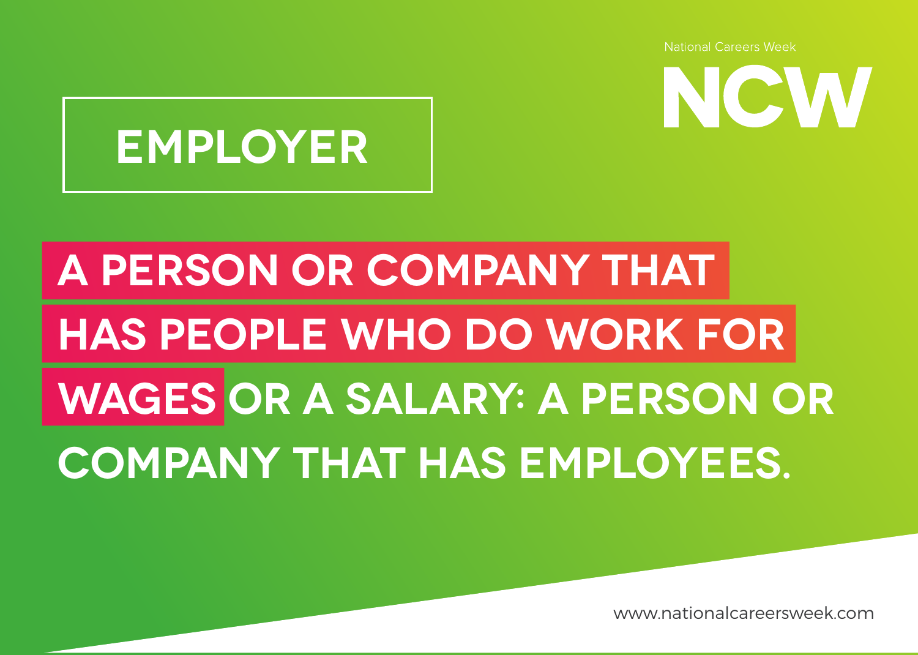National Careers Week

NCW

# EMPLOYER

A PERSON OR COMPANY THAT HAS PEOPLE WHO DO WORK FOR WAGES OR A SALARY: A PERSON OR COMPANY THAT HAS EMPLOYEES.

www.nationalcareersweek.com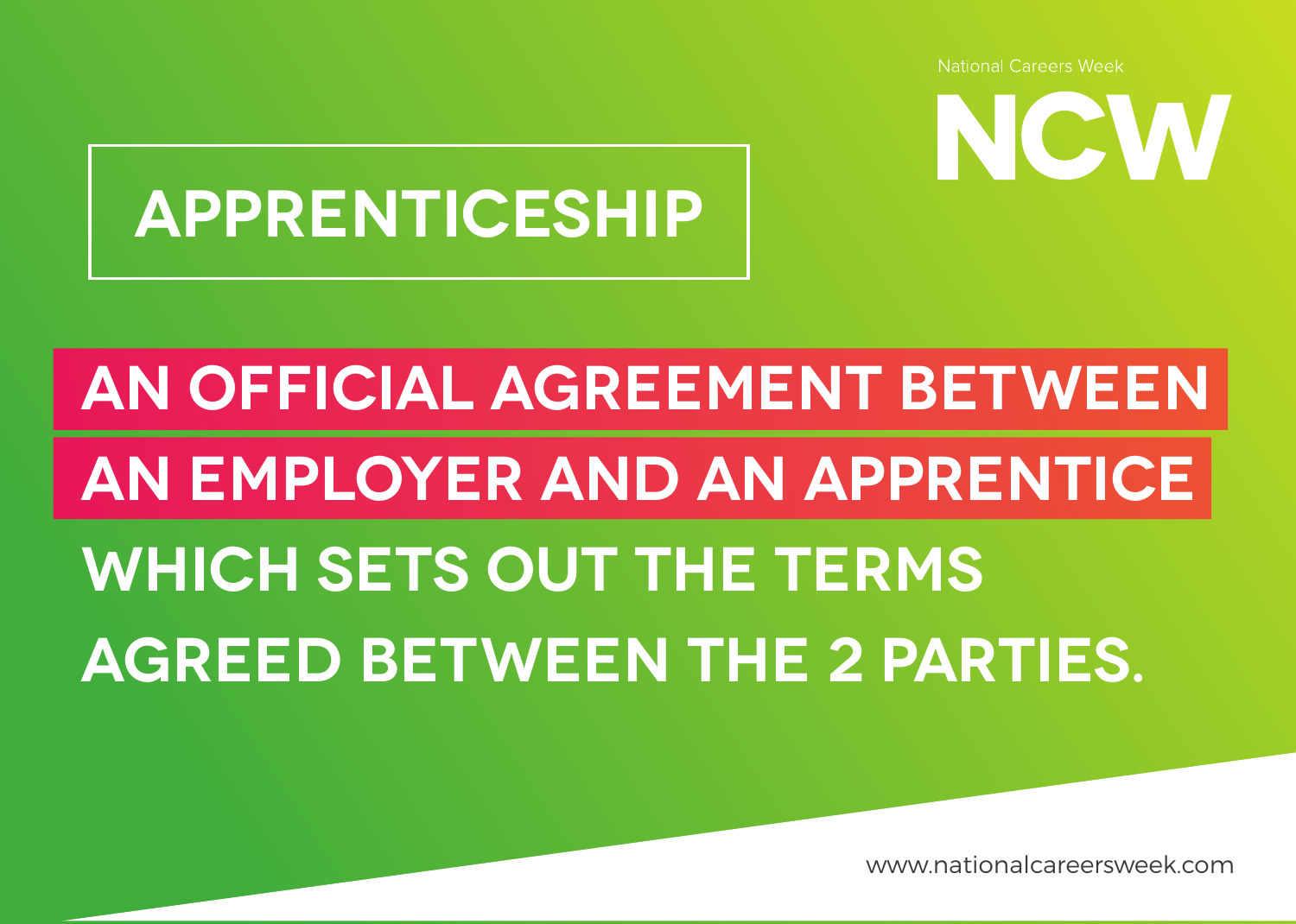National Careers Week

NCW

# APPRENTICESHIP

**AN OFFICIAL AGREEMENT BETWEEN AN EMPLOYER AND AN APPRENTICE WHICH SETS OUT THE TERMS AGREED BETWEEN THE 2 PARTIES.**

www.nationalcareersweek.com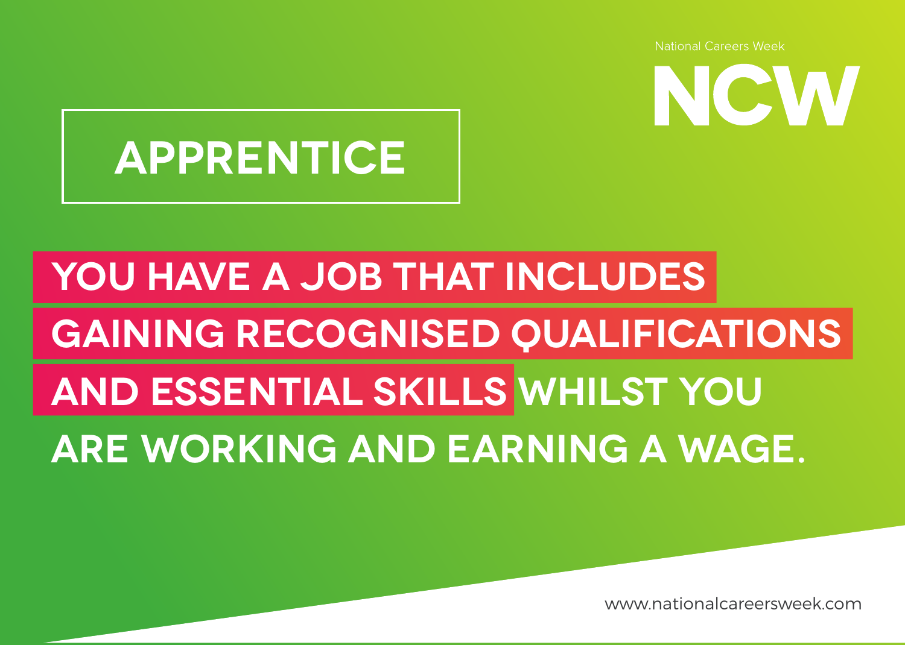National Careers Week

NCW

# APPRENTICE

**YOU HAVE A JOB THAT INCLUDES GAINING RECOGNISED QUALIFICATIONS AND ESSENTIAL SKILLS WHILST YOU ARE WORKING AND EARNING A WAGE.**

www.nationalcareersweek.com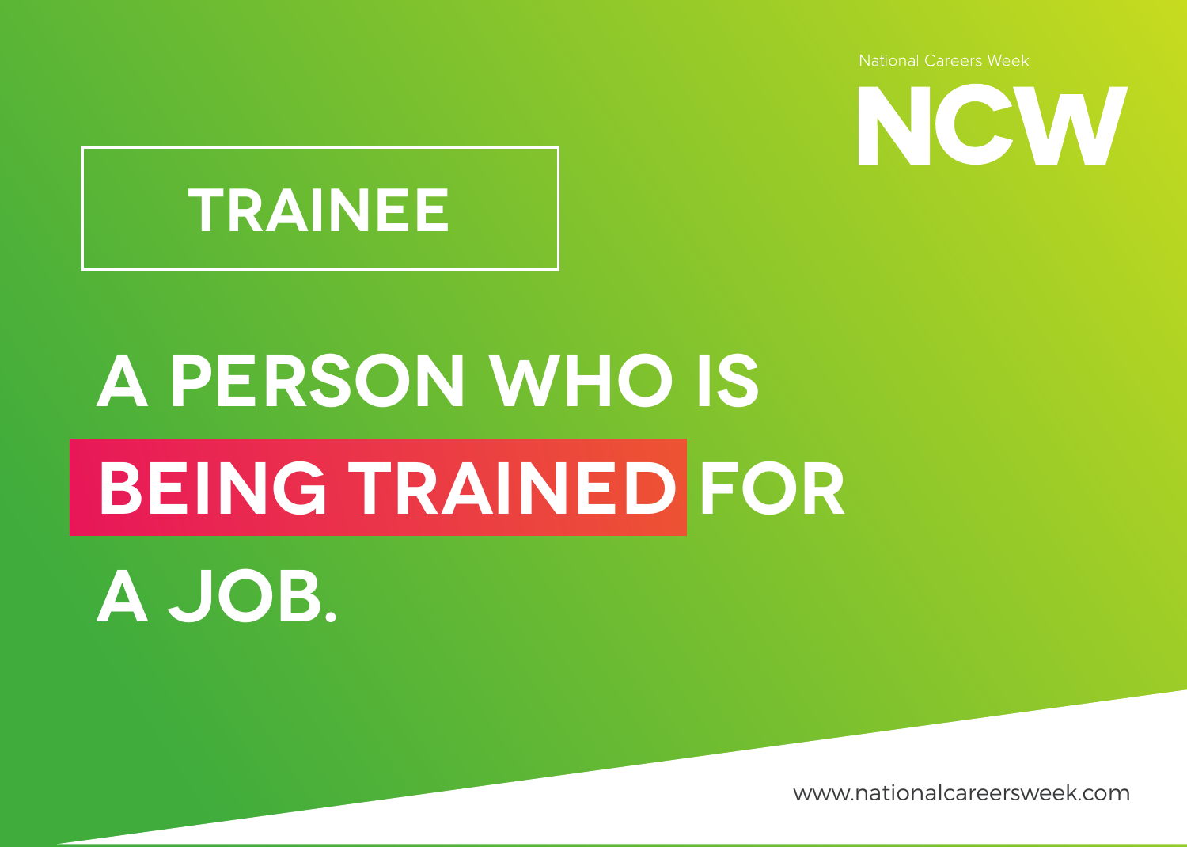National Careers Week

NCW

# TRAINEE

**A PERSON WHO IS BEING TRAINED FOR A JOB.**

www.nationalcareersweek.com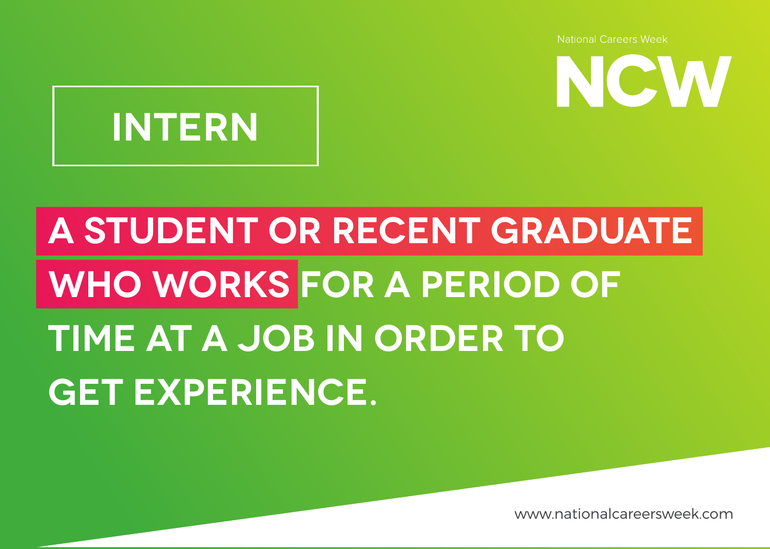National Careers Week

NCW

# INTERN

**A STUDENT OR RECENT GRADUATE WHO WORKS FOR A PERIOD OF TIME AT A JOB IN ORDER TO GET EXPERIENCE.**

www.nationalcareersweek.com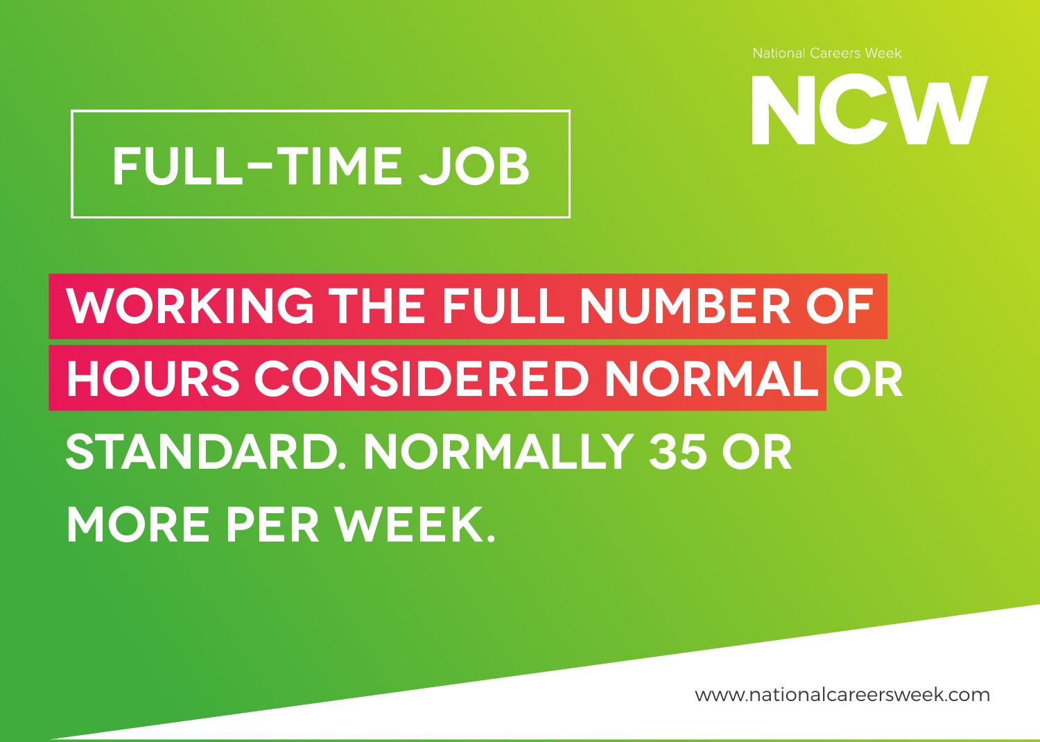National Careers Week

NCW

# FULL-TIME JOB

**WORKING THE FULL NUMBER OF HOURS CONSIDERED NORMAL OR STANDARD. NORMALLY 35 OR MORE PER WEEK.**

www.nationalcareersweek.com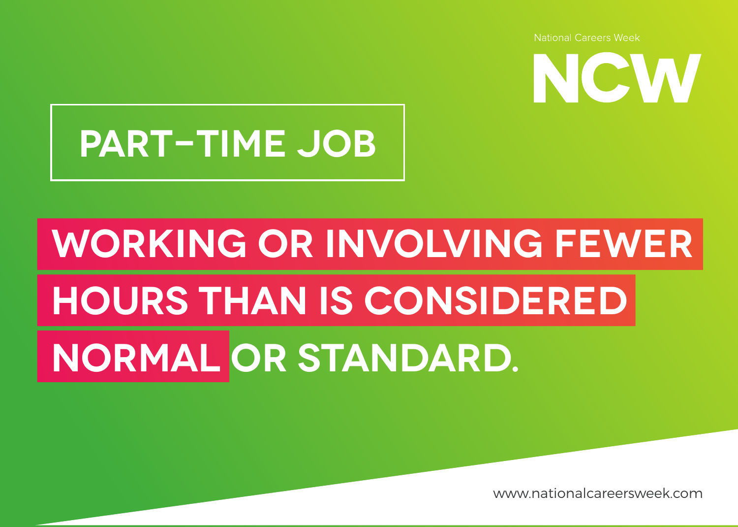National Careers Week

NCW

# PART-TIME JOB

**WORKING OR INVOLVING FEWER HOURS THAN IS CONSIDERED NORMAL OR STANDARD.**

www.nationalcareersweek.com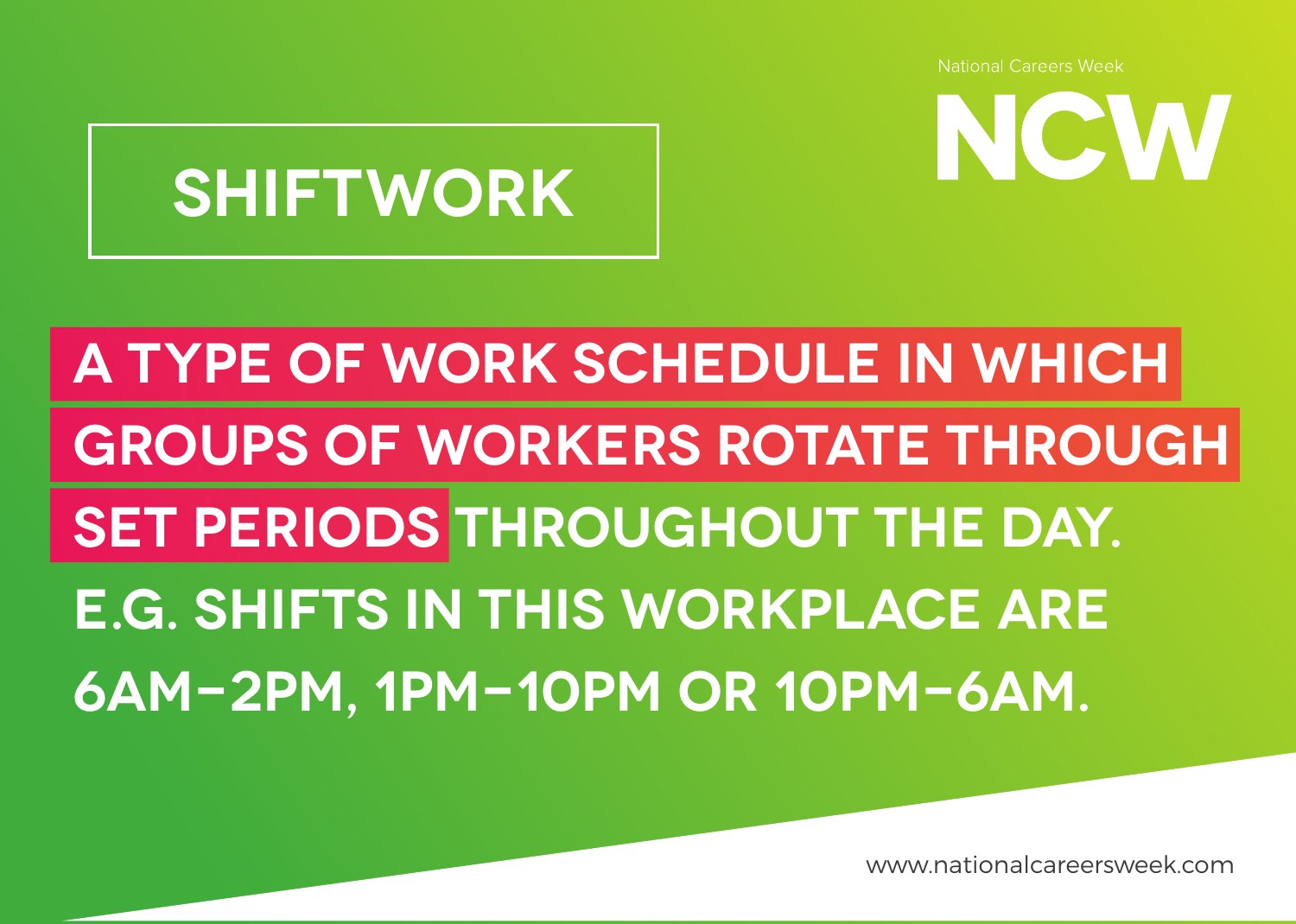# SHIFTWORK

**A TYPE OF WORK SCHEDULE IN WHICH GROUPS OF WORKERS ROTATE THROUGH SET PERIODS THROUGHOUT THE DAY. E.G. SHIFTS IN THIS WORKPLACE ARE 6AM–2PM, 1PM–10PM OR 10PM–6AM.**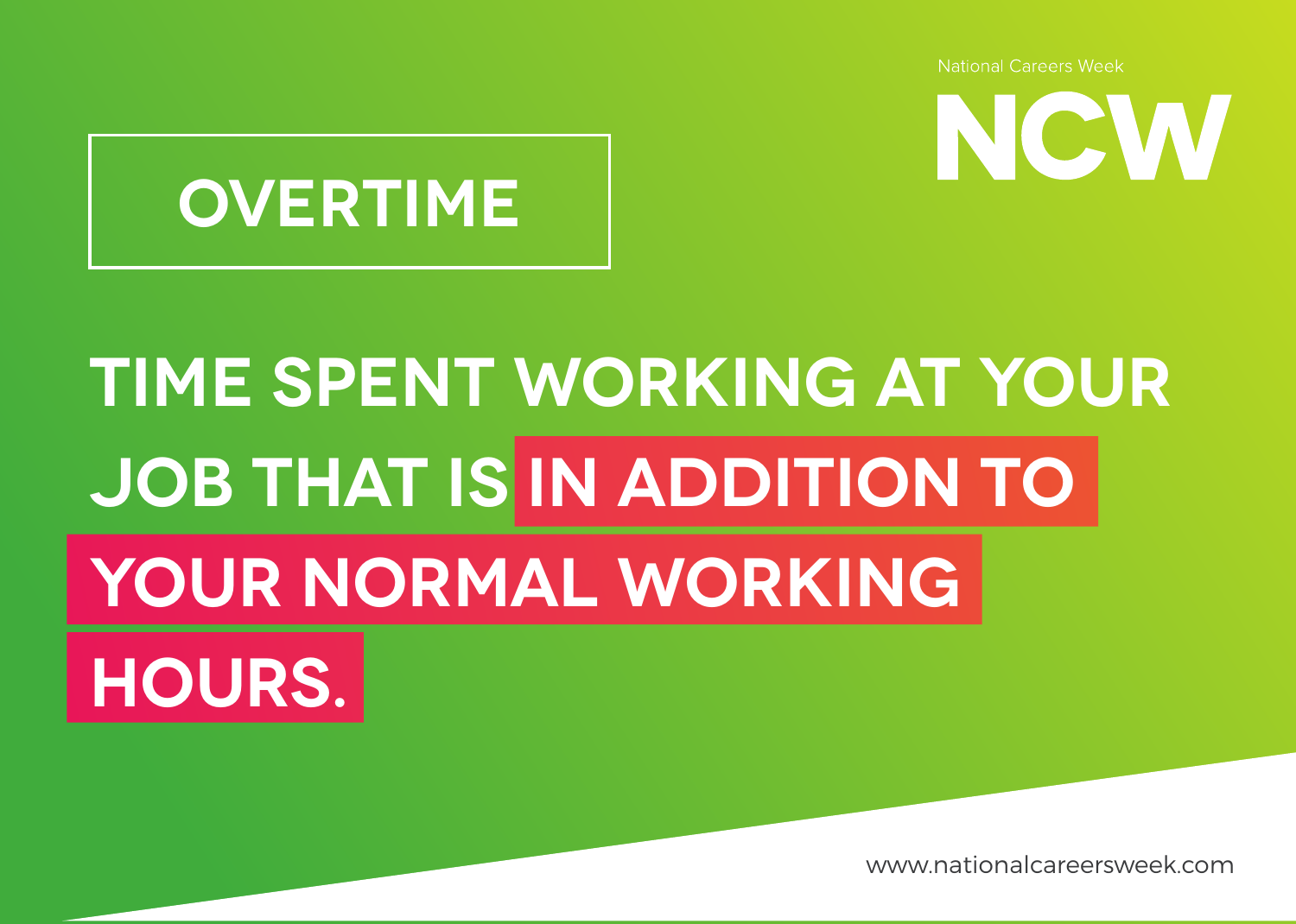# OVERTIME

**TIME SPENT WORKING AT YOUR JOB THAT IS IN ADDITION TO YOUR NORMAL WORKING HOURS.**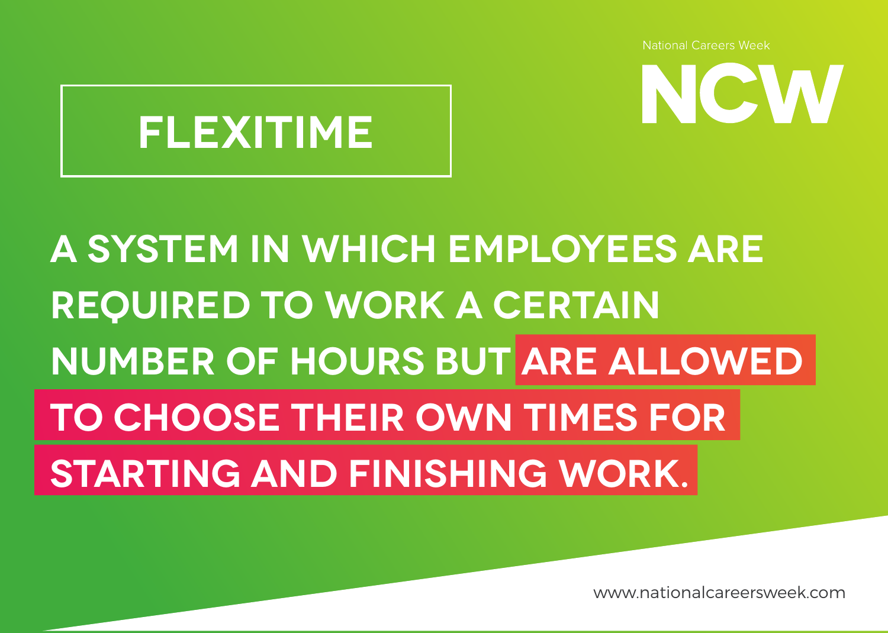National Careers Week

NCW

# FLEXITIME

**A SYSTEM IN WHICH EMPLOYEES ARE REQUIRED TO WORK A CERTAIN NUMBER OF HOURS BUT ARE ALLOWED TO CHOOSE THEIR OWN TIMES FOR STARTING AND FINISHING WORK.**

www.nationalcareersweek.com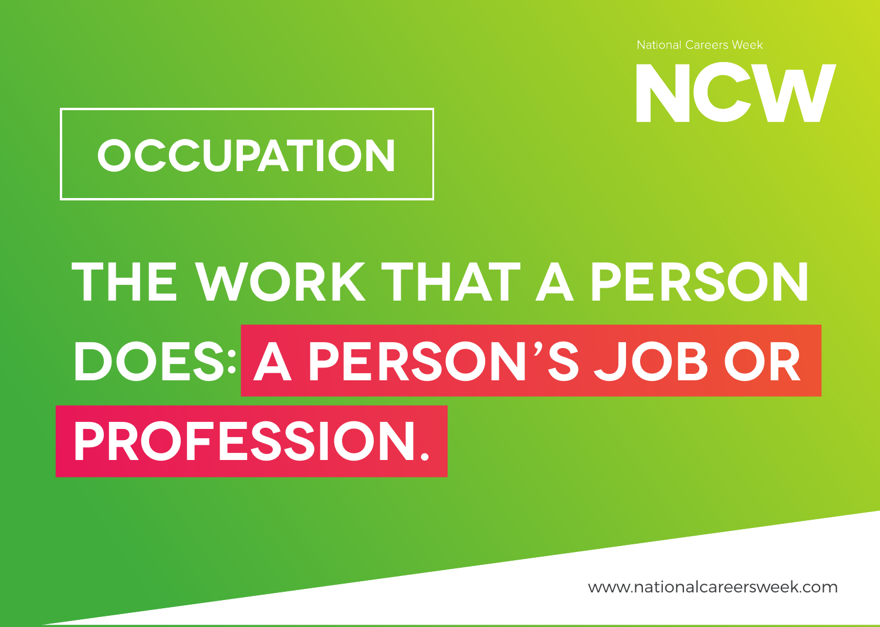National Careers Week

NCW

# OCCUPATION

## THE WORK THAT A PERSON DOES: A PERSON'S JOB OR PROFESSION.

www.nationalcareersweek.com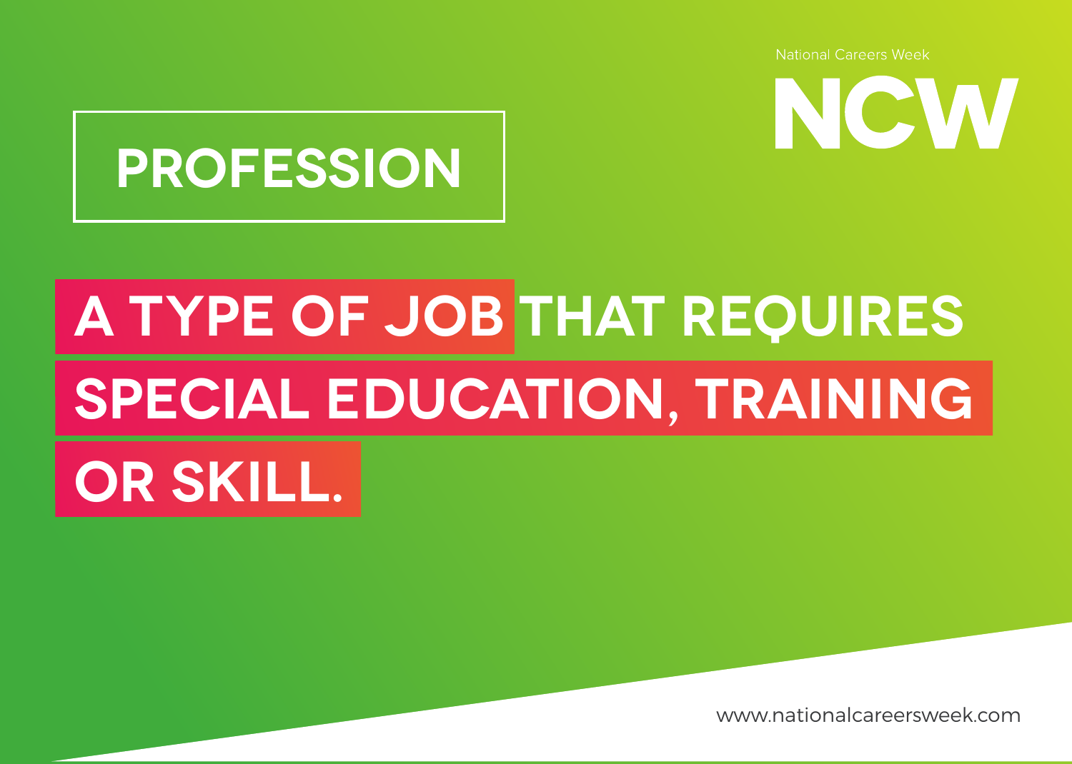National Careers Week

NCW

# PROFESSION

A TYPE OF JOB THAT REQUIRES SPECIAL EDUCATION, TRAINING OR SKILL.

www.nationalcareersweek.com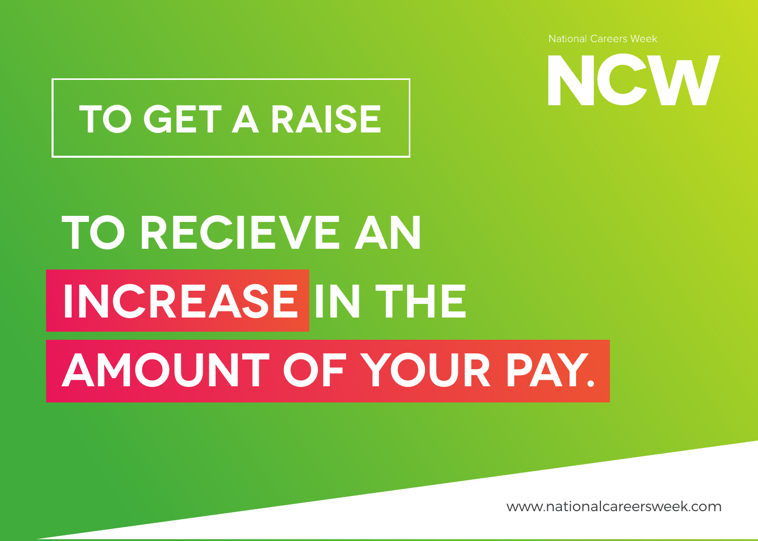National Careers Week

NCW

# TO GET A RAISE

TO RECIEVE AN **INCREASE** IN THE **AMOUNT OF YOUR PAY.**

www.nationalcareersweek.com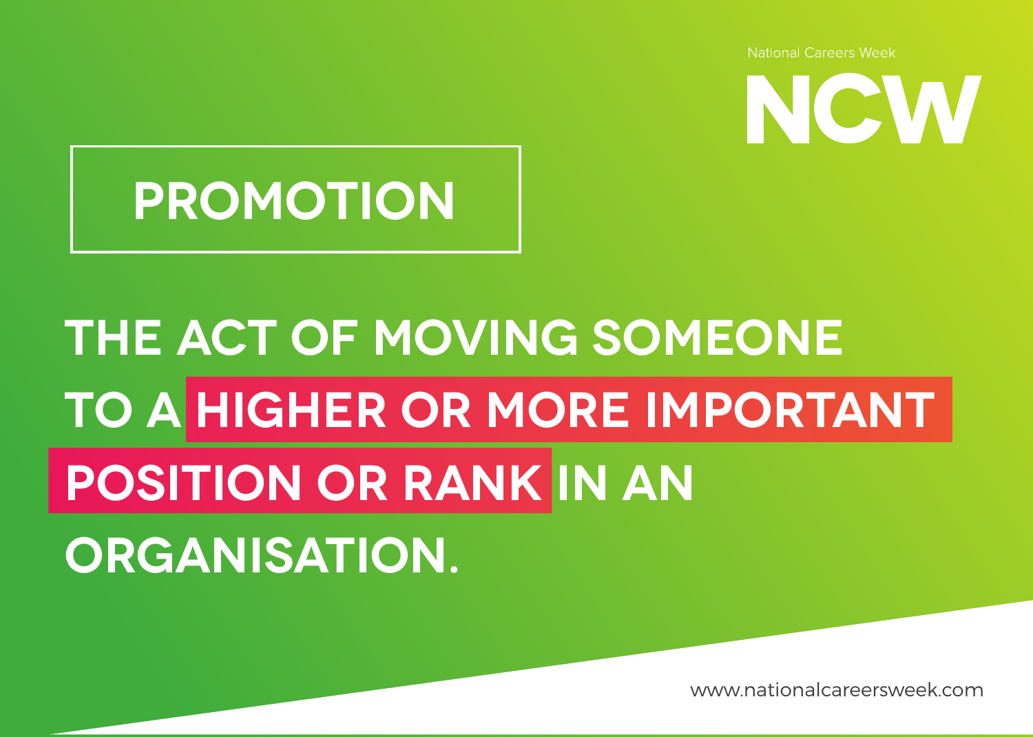National Careers Week

NCW

# PROMOTION

**THE ACT OF MOVING SOMEONE TO A HIGHER OR MORE IMPORTANT POSITION OR RANK IN AN ORGANISATION.**

www.nationalcareersweek.com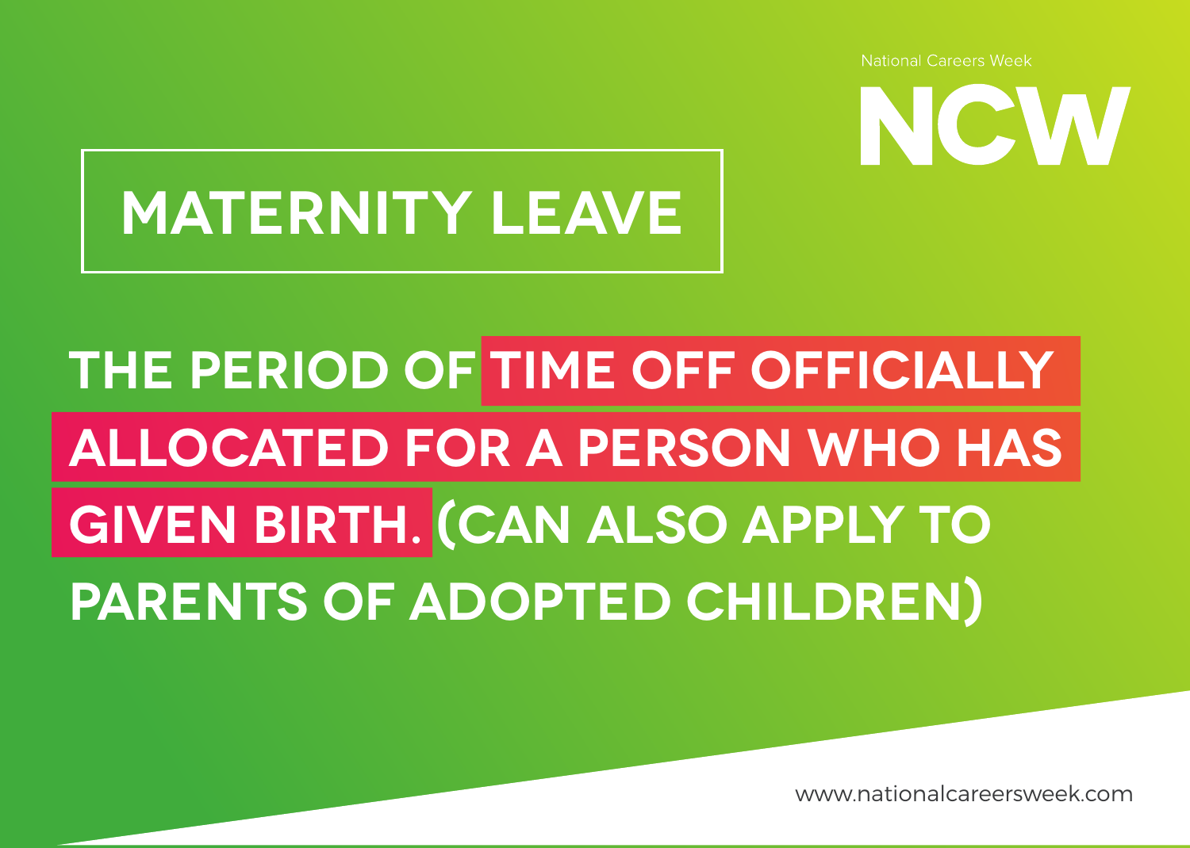National Careers Week

NCW

# MATERNITY LEAVE

**THE PERIOD OF TIME OFF OFFICIALLY ALLOCATED FOR A PERSON WHO HAS GIVEN BIRTH. (CAN ALSO APPLY TO PARENTS OF ADOPTED CHILDREN)**

www.nationalcareersweek.com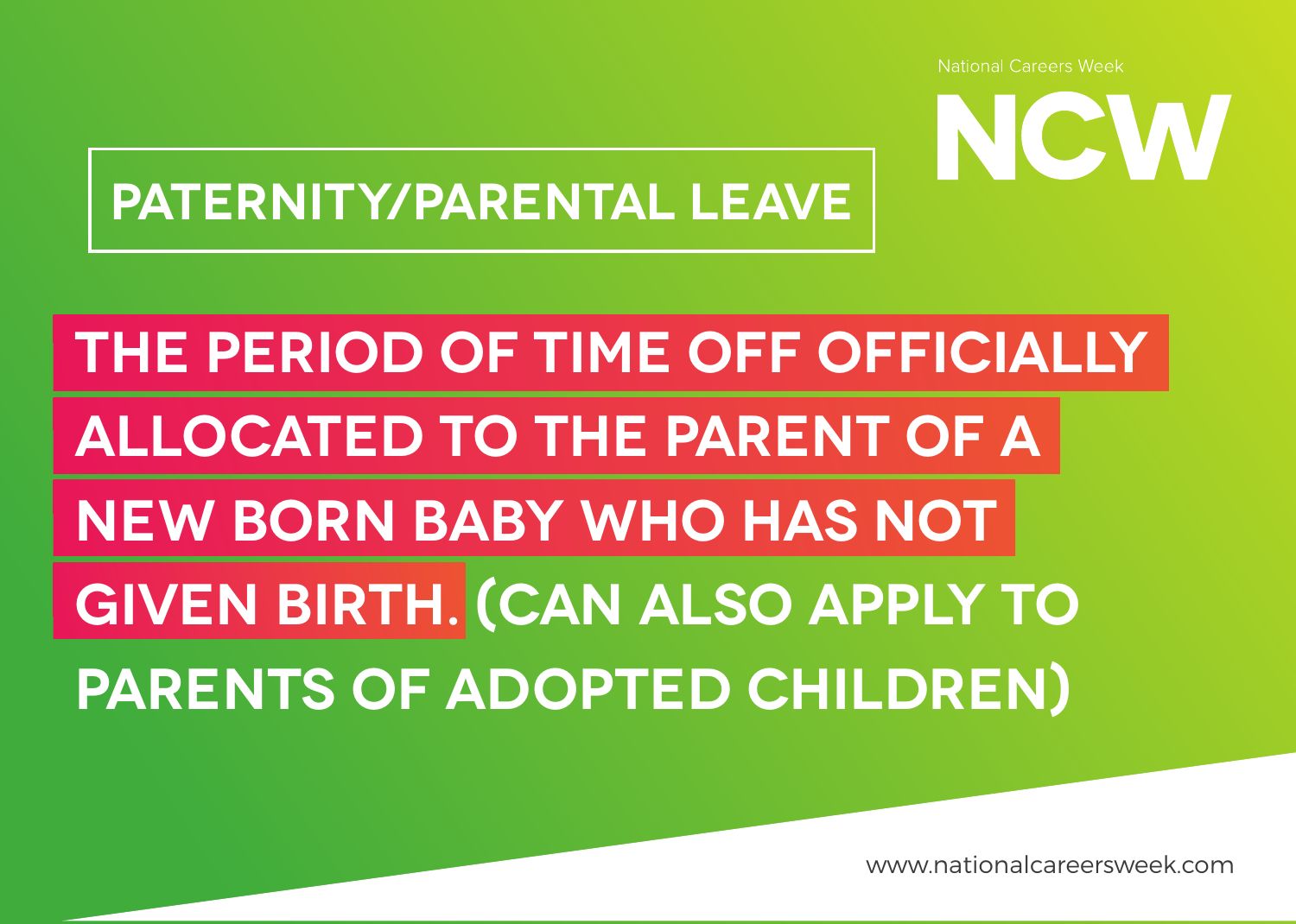National Careers Week

NCW

# PATERNITY/PARENTAL LEAVE

**THE PERIOD OF TIME OFF OFFICIALLY ALLOCATED TO THE PARENT OF A NEW BORN BABY WHO HAS NOT GIVEN BIRTH. (CAN ALSO APPLY TO PARENTS OF ADOPTED CHILDREN)**

www.nationalcareersweek.com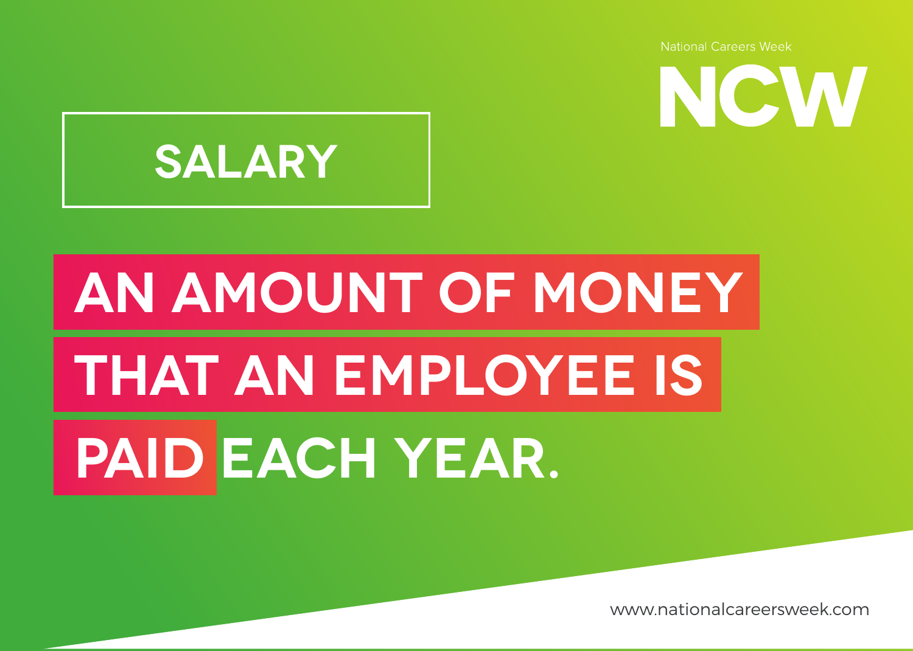National Careers Week

NCW

# SALARY

**AN AMOUNT OF MONEY THAT AN EMPLOYEE IS PAID EACH YEAR.**

www.nationalcareersweek.com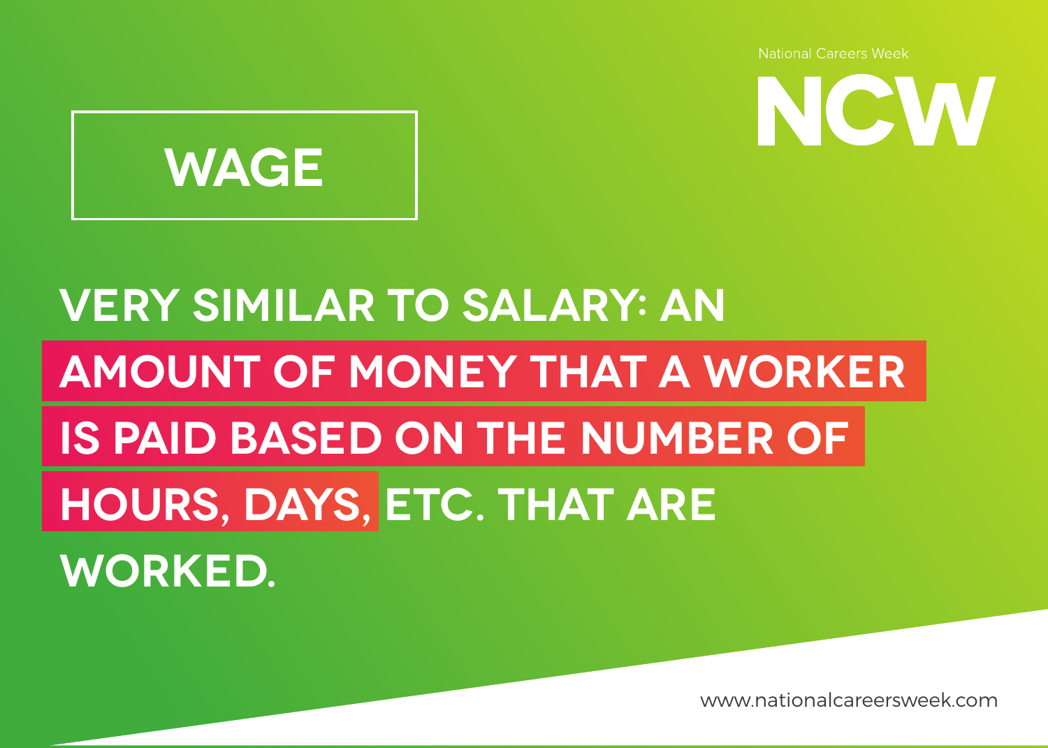National Careers Week

NCW

# WAGE

**VERY SIMILAR TO SALARY: AN AMOUNT OF MONEY THAT A WORKER IS PAID BASED ON THE NUMBER OF HOURS, DAYS, ETC. THAT ARE WORKED.**

www.nationalcareersweek.com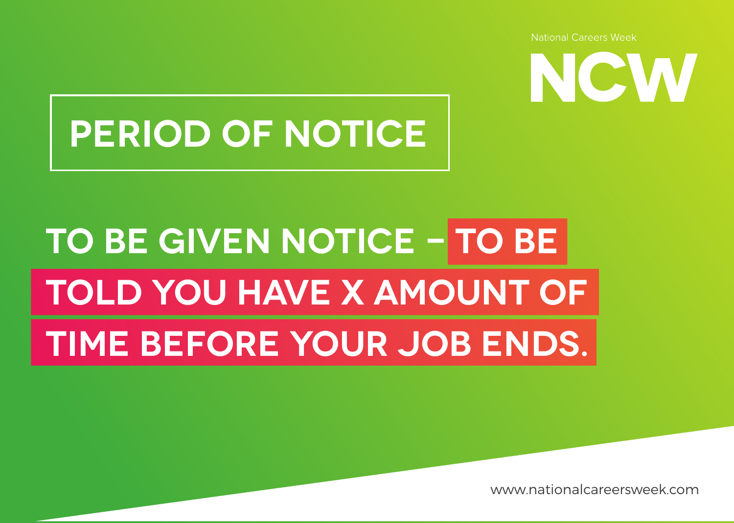National Careers Week

NCW

# PERIOD OF NOTICE

**TO BE GIVEN NOTICE – TO BE TOLD YOU HAVE X AMOUNT OF TIME BEFORE YOUR JOB ENDS.**

www.nationalcareersweek.com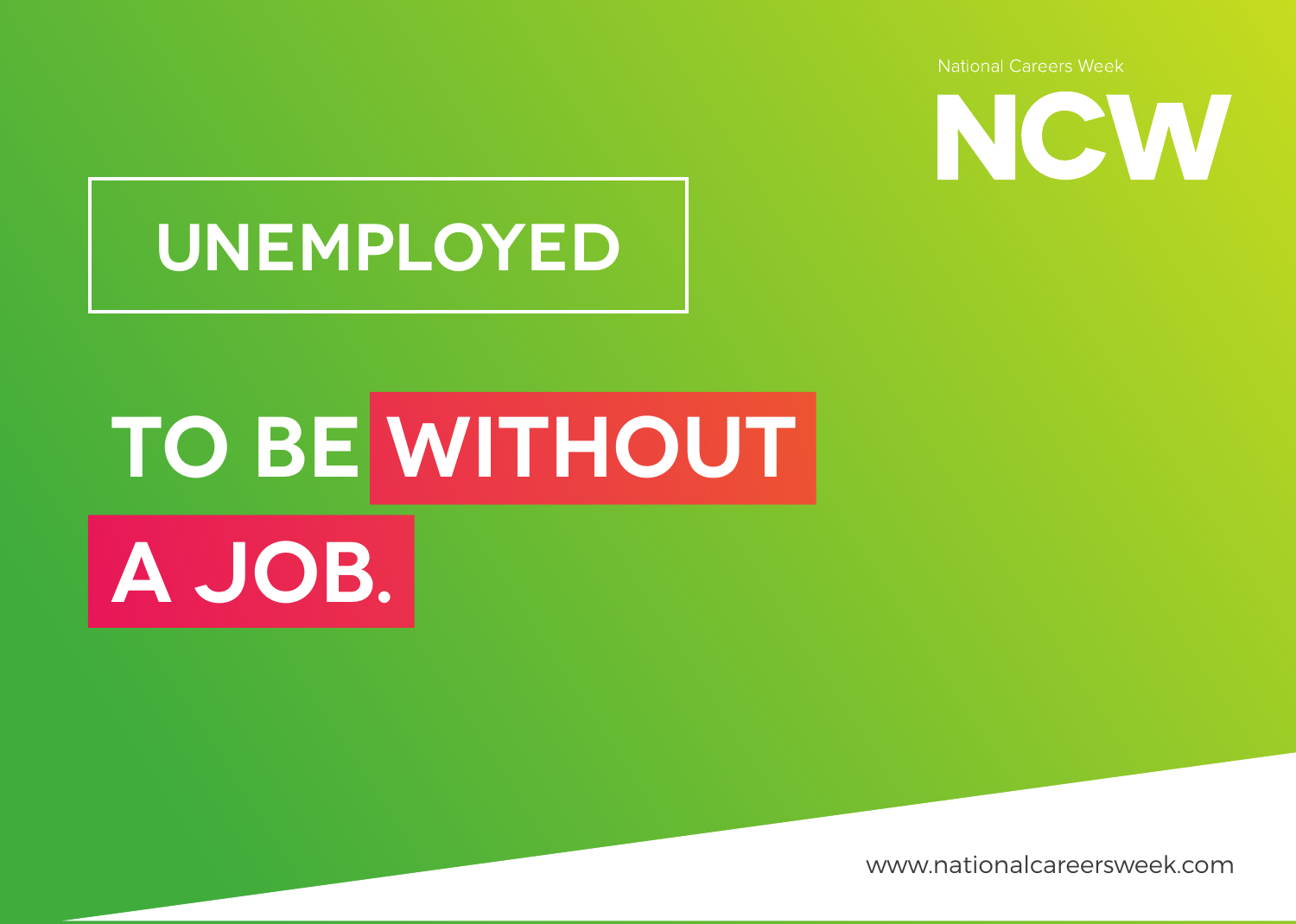National Careers Week

NCW

# UNEMPLOYED

## TO BE WITHOUT A JOB.

www.nationalcareersweek.com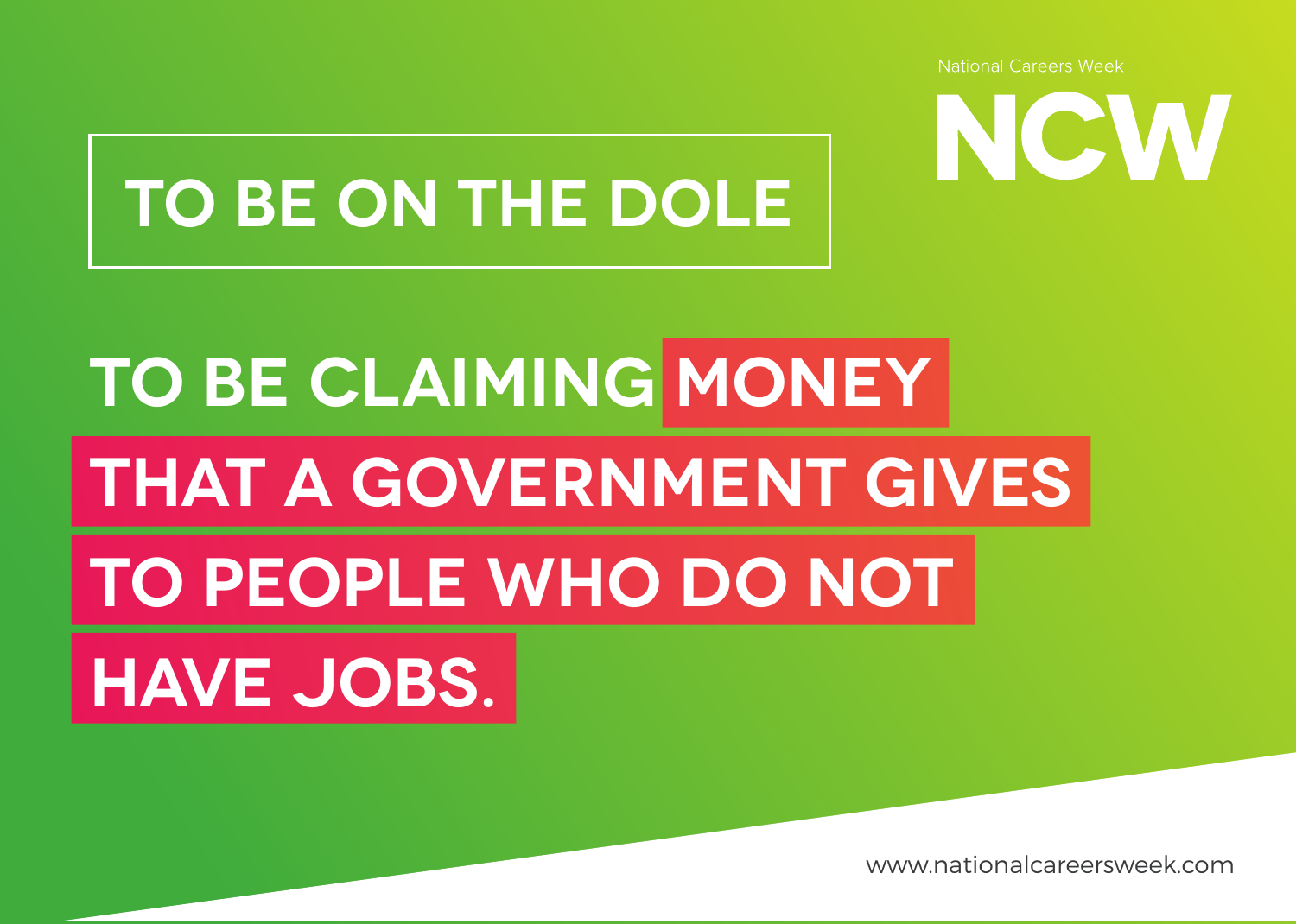National Careers Week

# NCW

## TO BE ON THE DOLE

**TO BE CLAIMING MONEY THAT A GOVERNMENT GIVES TO PEOPLE WHO DO NOT HAVE JOBS.**

www.nationalcareersweek.com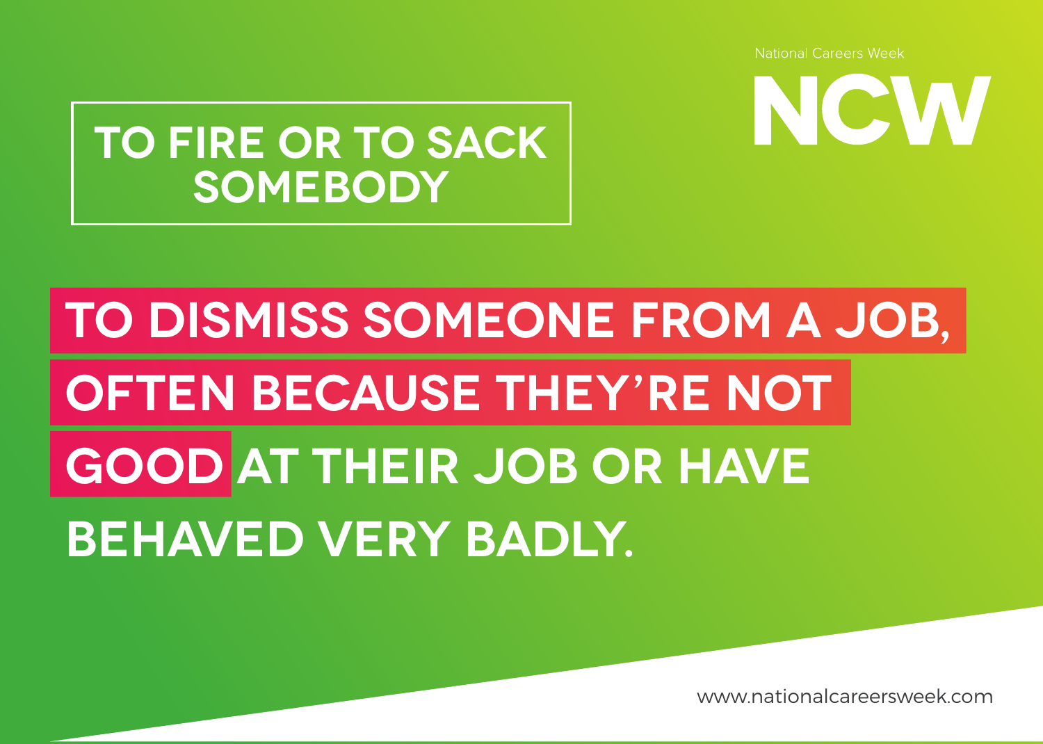National Careers Week

NCW

## TO FIRE OR TO SACK SOMEBODY

**TO DISMISS SOMEONE FROM A JOB, OFTEN BECAUSE THEY'RE NOT GOOD AT THEIR JOB OR HAVE BEHAVED VERY BADLY.**

www.nationalcareersweek.com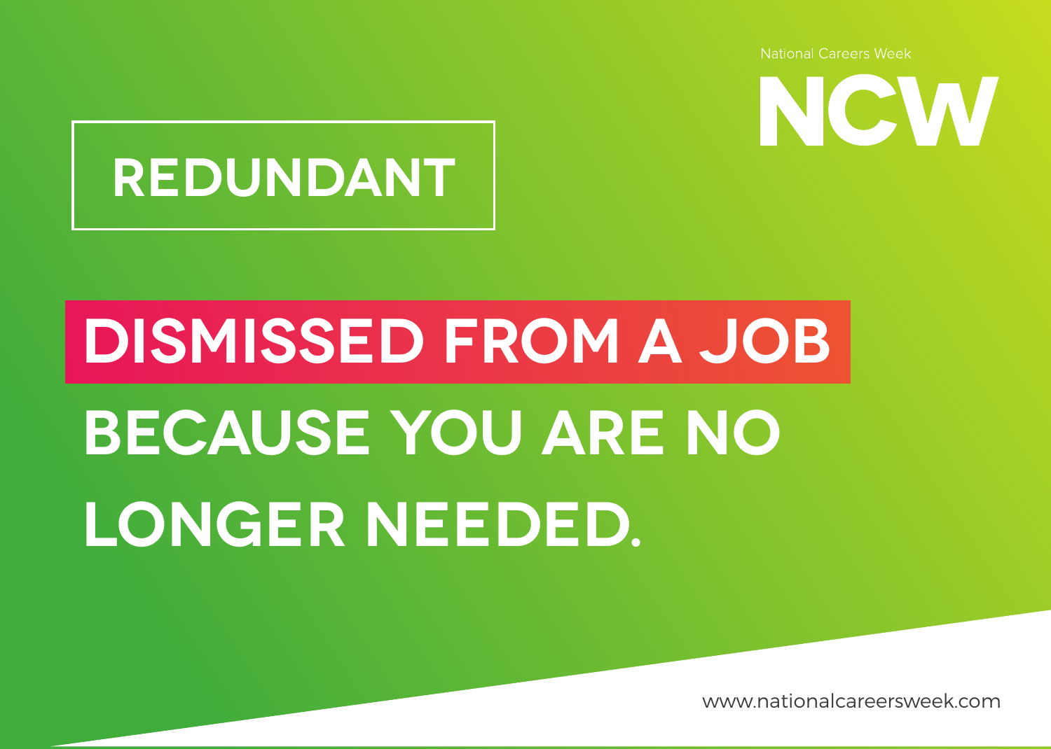National Careers Week

NCW

# REDUNDANT

**DISMISSED FROM A JOB BECAUSE YOU ARE NO LONGER NEEDED.**

www.nationalcareersweek.com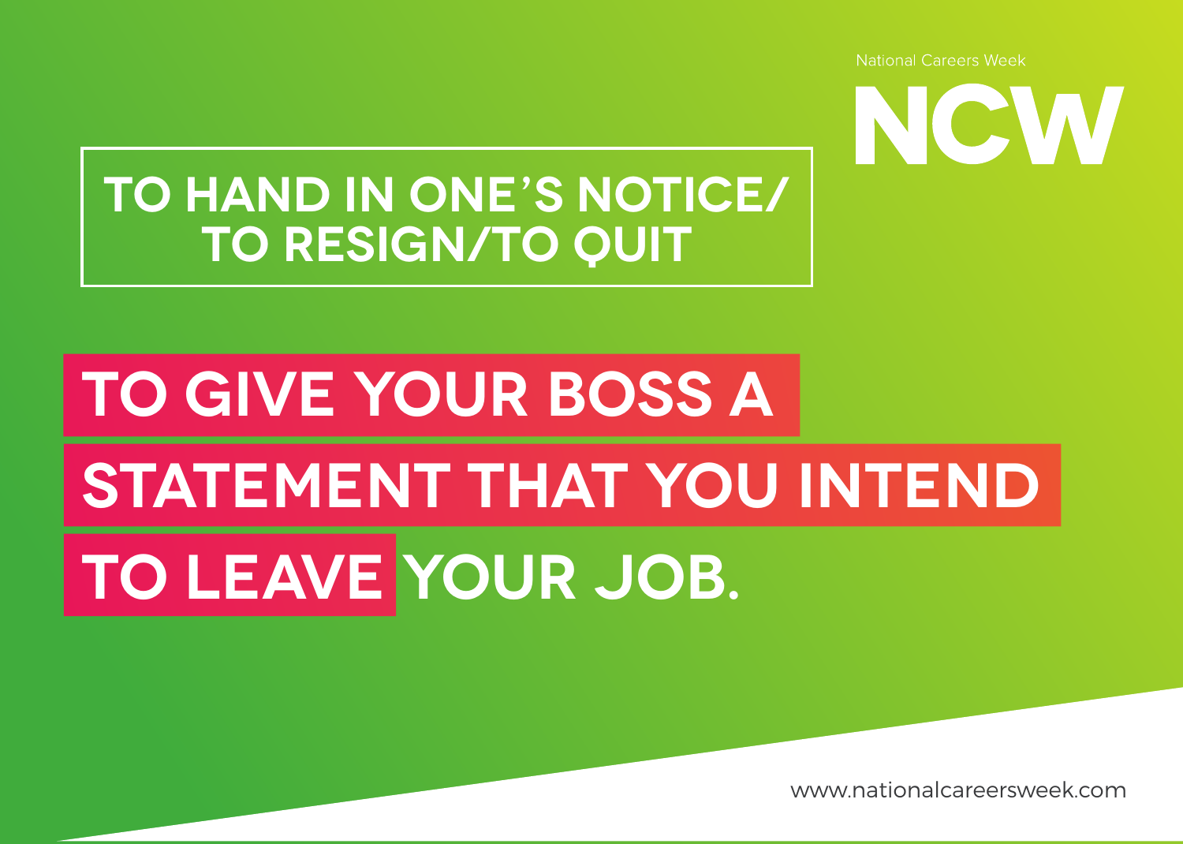## TO HAND IN ONE'S NOTICE/ TO RESIGN/TO QUIT

# TO GIVE YOUR BOSS A STATEMENT THAT YOU INTEND TO LEAVE YOUR JOB.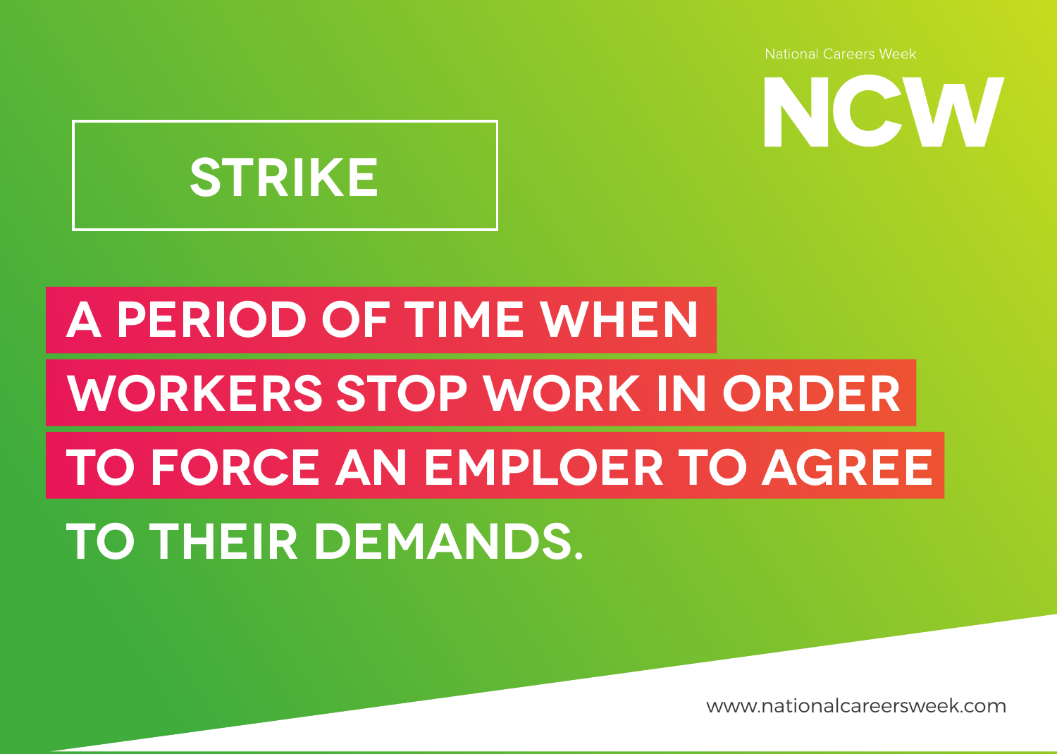National Careers Week

NCW

# STRIKE

**A PERIOD OF TIME WHEN WORKERS STOP WORK IN ORDER TO FORCE AN EMPLOER TO AGREE TO THEIR DEMANDS.**

www.nationalcareersweek.com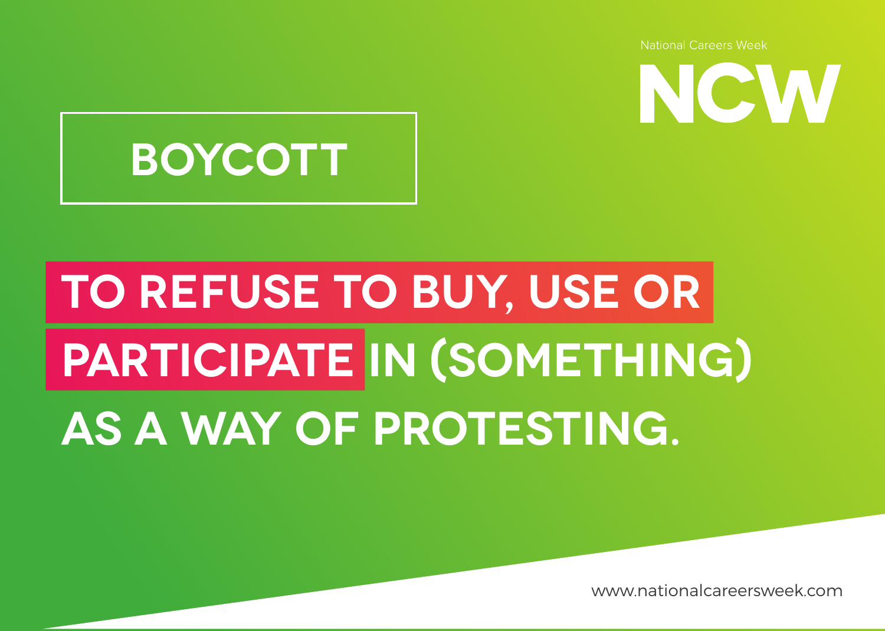National Careers Week

NCW

# BOYCOTT

**TO REFUSE TO BUY, USE OR PARTICIPATE IN (SOMETHING) AS A WAY OF PROTESTING.**

www.nationalcareersweek.com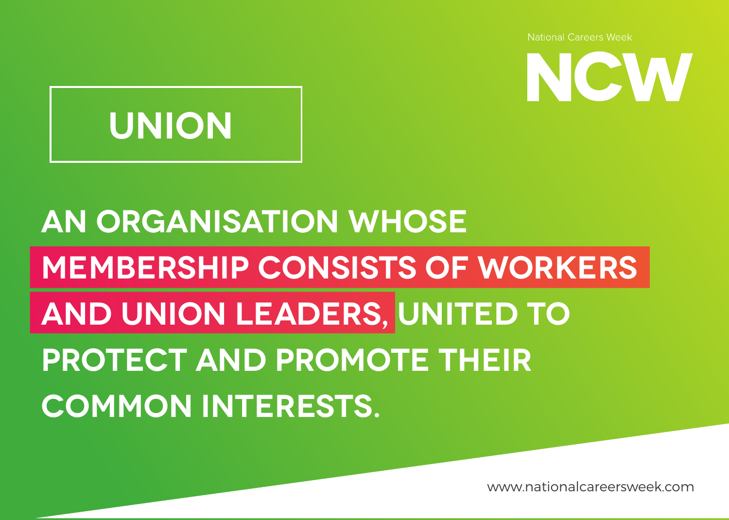National Careers Week

NCW

# UNION

**AN ORGANISATION WHOSE MEMBERSHIP CONSISTS OF WORKERS AND UNION LEADERS, UNITED TO PROTECT AND PROMOTE THEIR COMMON INTERESTS.**

www.nationalcareersweek.com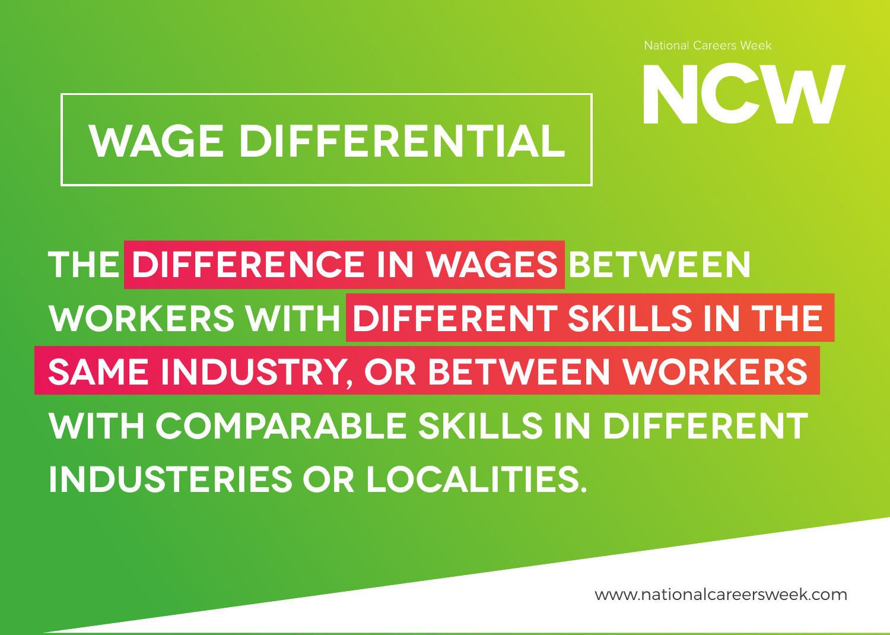National Careers Week

NCW

# WAGE DIFFERENTIAL

THE **DIFFERENCE IN WAGES** BETWEEN WORKERS WITH **DIFFERENT SKILLS IN THE SAME INDUSTRY, OR BETWEEN WORKERS** WITH COMPARABLE SKILLS IN DIFFERENT INDUSTERIES OR LOCALITIES.

www.nationalcareersweek.com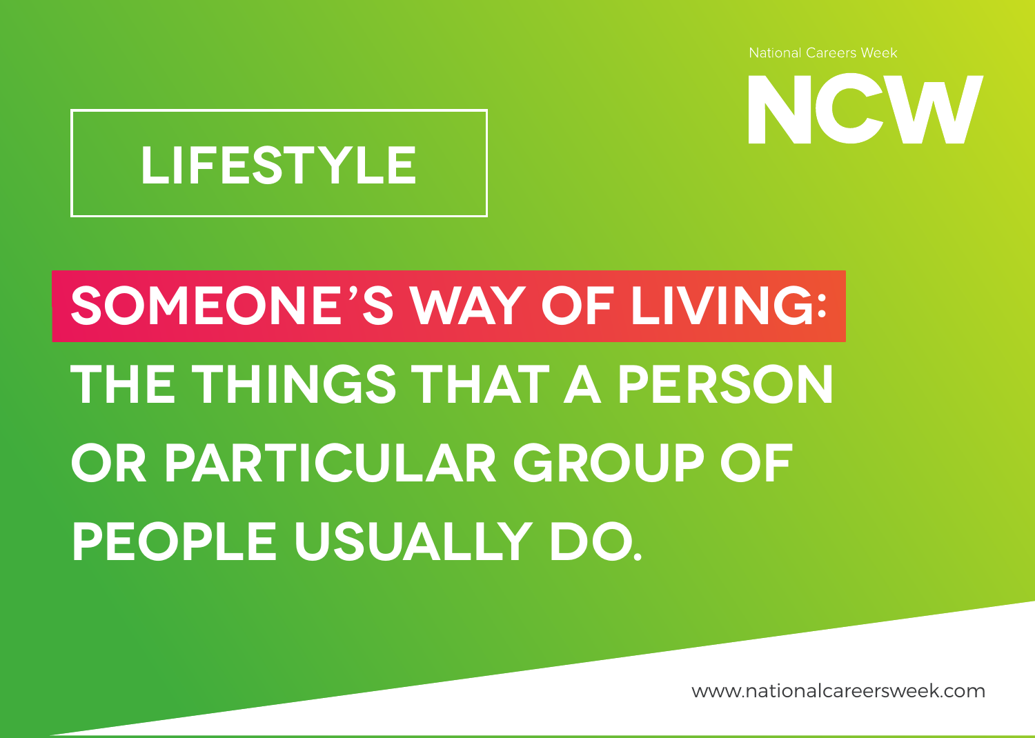National Careers Week

NCW

# LIFESTYLE

**SOMEONE'S WAY OF LIVING: THE THINGS THAT A PERSON OR PARTICULAR GROUP OF PEOPLE USUALLY DO.**

www.nationalcareersweek.com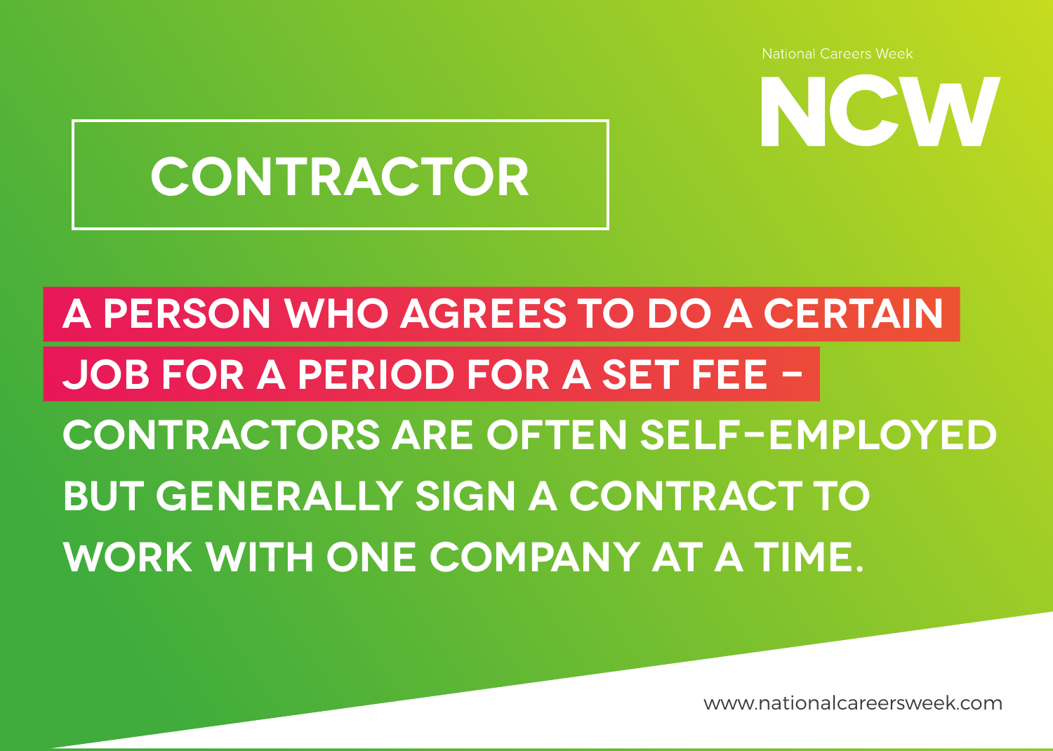National Careers Week

NCW

# CONTRACTOR

**A PERSON WHO AGREES TO DO A CERTAIN JOB FOR A PERIOD FOR A SET FEE – CONTRACTORS ARE OFTEN SELF-EMPLOYED BUT GENERALLY SIGN A CONTRACT TO WORK WITH ONE COMPANY AT A TIME.**

www.nationalcareersweek.com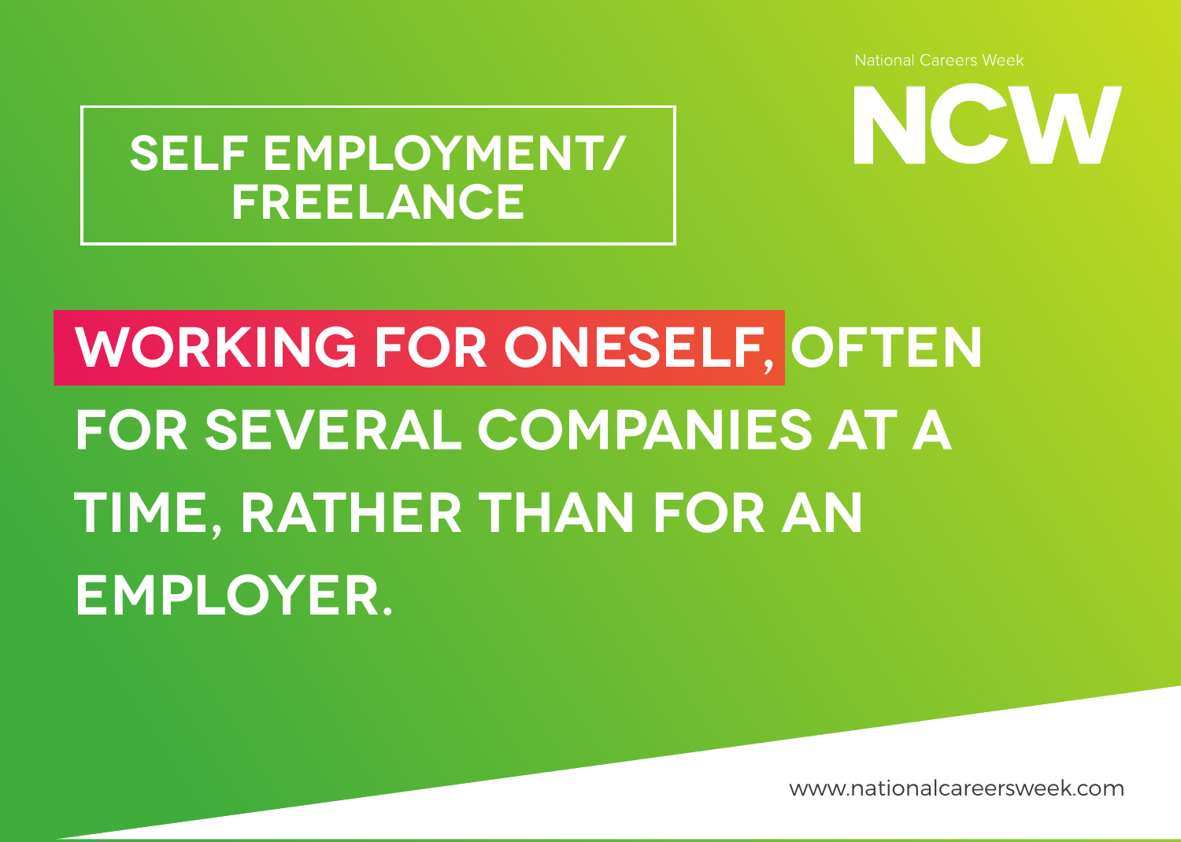National Careers Week

NCW

# SELF EMPLOYMENT/ FREELANCE

**WORKING FOR ONESELF, OFTEN FOR SEVERAL COMPANIES AT A TIME, RATHER THAN FOR AN EMPLOYER.**

www.nationalcareersweek.com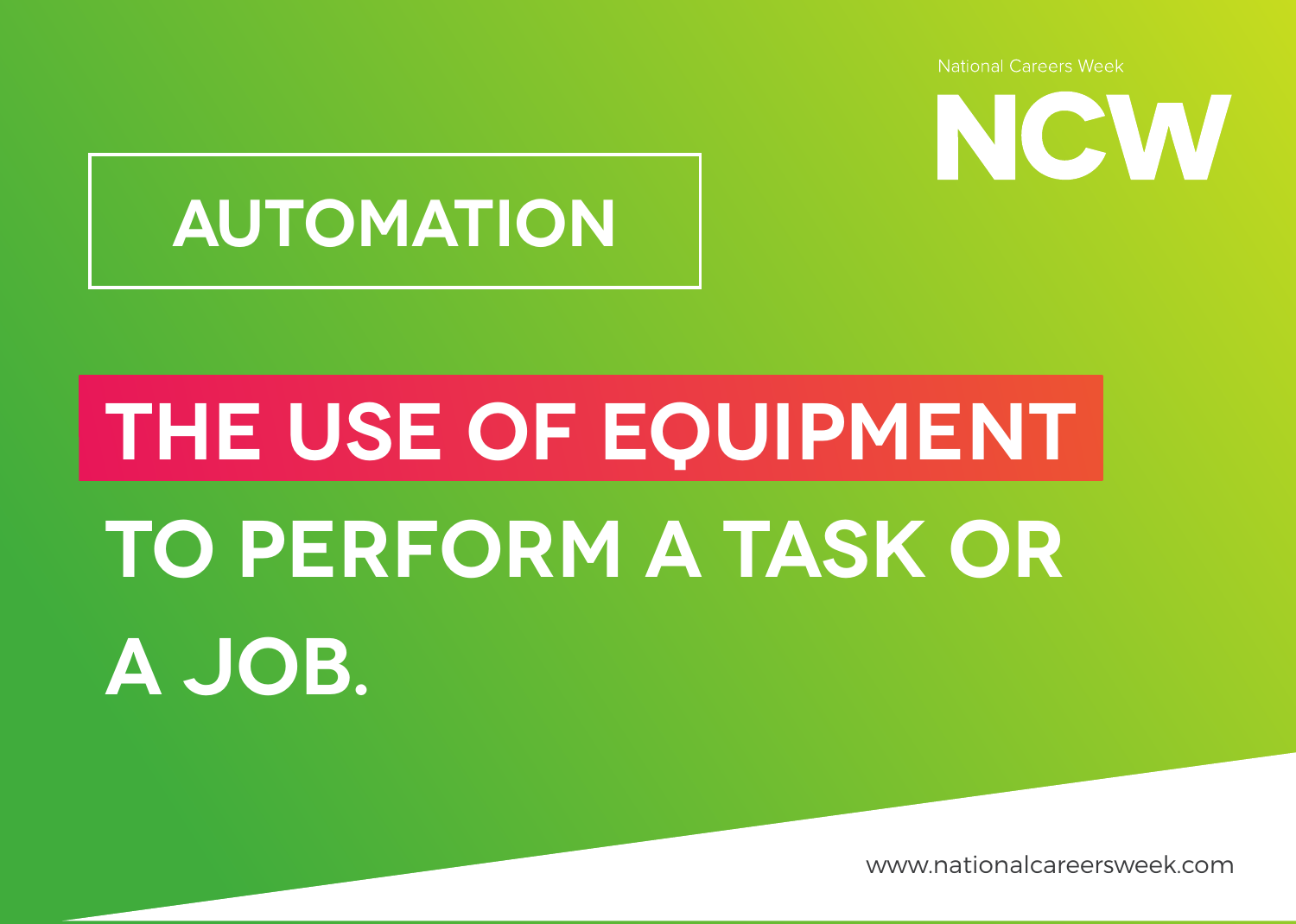National Careers Week

NCW

# AUTOMATION

THE USE OF EQUIPMENT TO PERFORM A TASK OR A JOB.

www.nationalcareersweek.com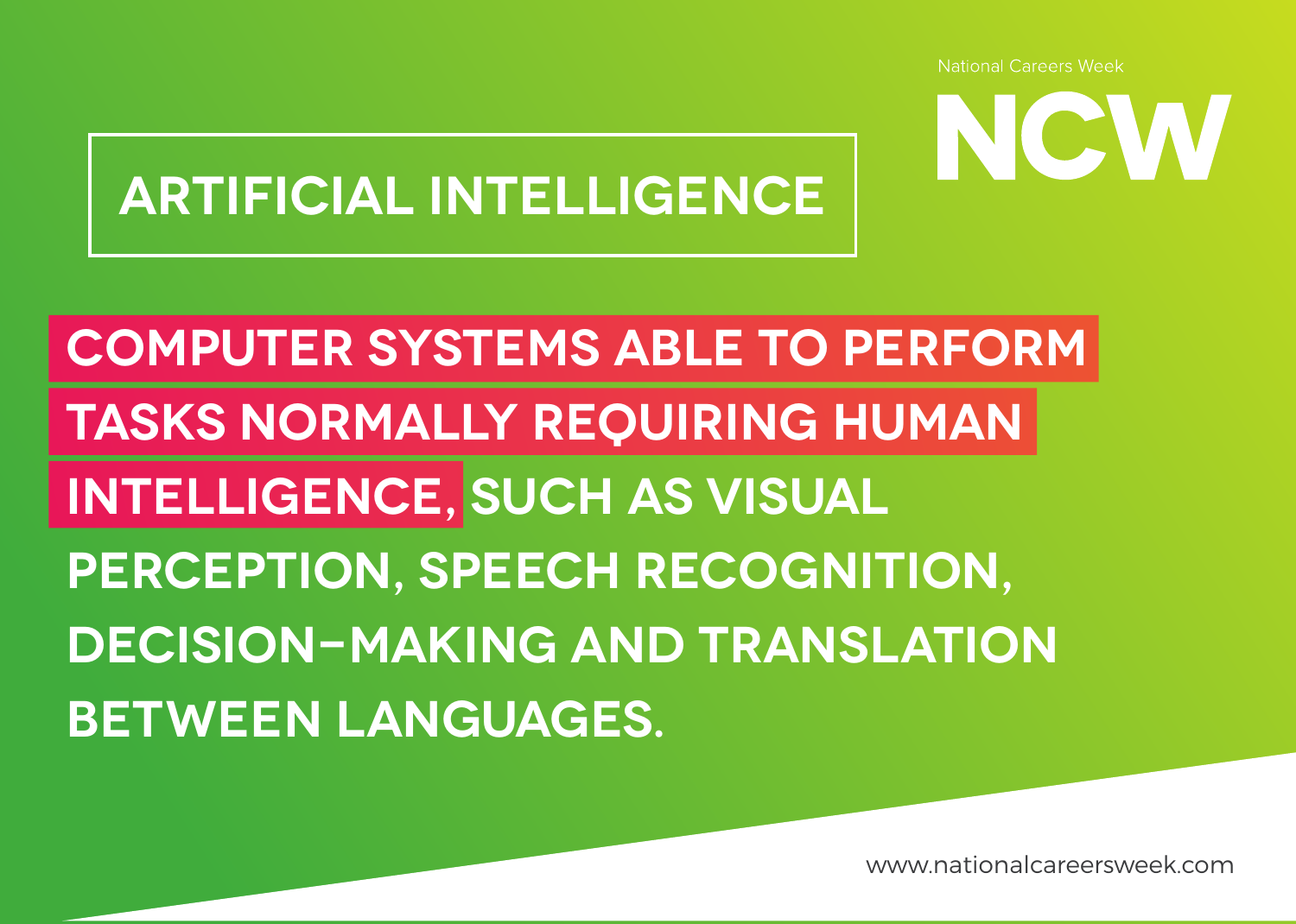National Careers Week

NCW

# ARTIFICIAL INTELLIGENCE

**COMPUTER SYSTEMS ABLE TO PERFORM TASKS NORMALLY REQUIRING HUMAN INTELLIGENCE, SUCH AS VISUAL PERCEPTION, SPEECH RECOGNITION, DECISION-MAKING AND TRANSLATION BETWEEN LANGUAGES.**

www.nationalcareersweek.com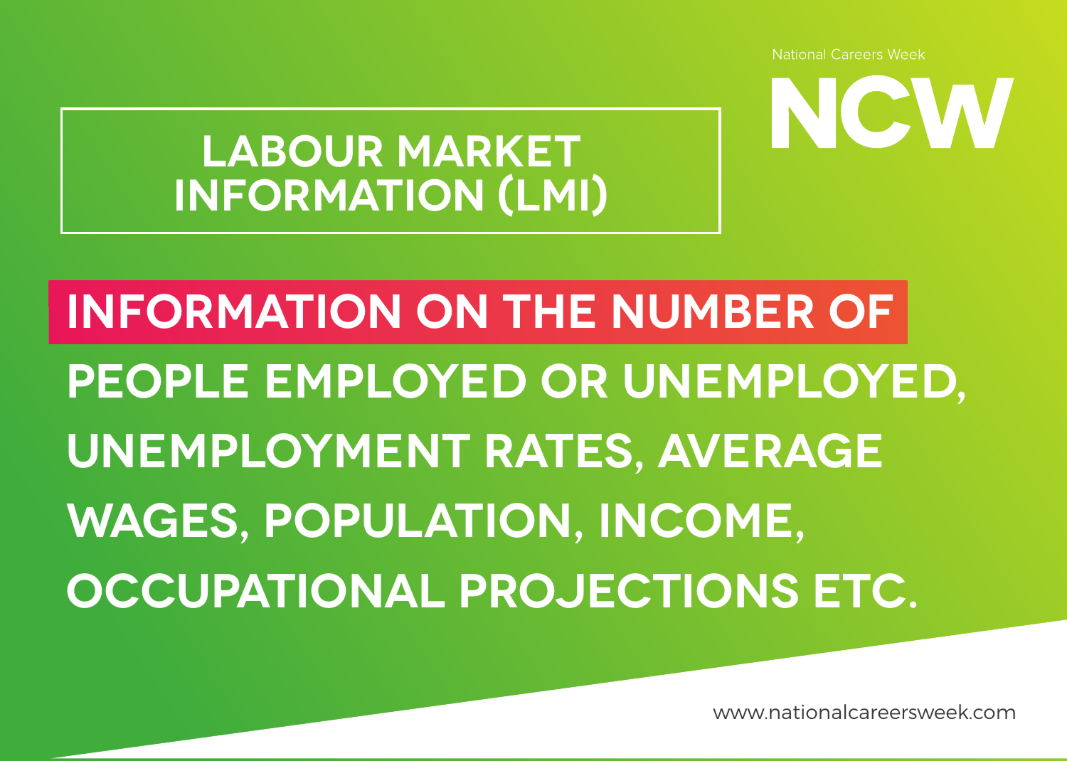National Careers Week

NCW

# LABOUR MARKET INFORMATION (LMI)

**INFORMATION ON THE NUMBER OF PEOPLE EMPLOYED OR UNEMPLOYED, UNEMPLOYMENT RATES, AVERAGE WAGES, POPULATION, INCOME, OCCUPATIONAL PROJECTIONS ETC.**

www.nationalcareersweek.com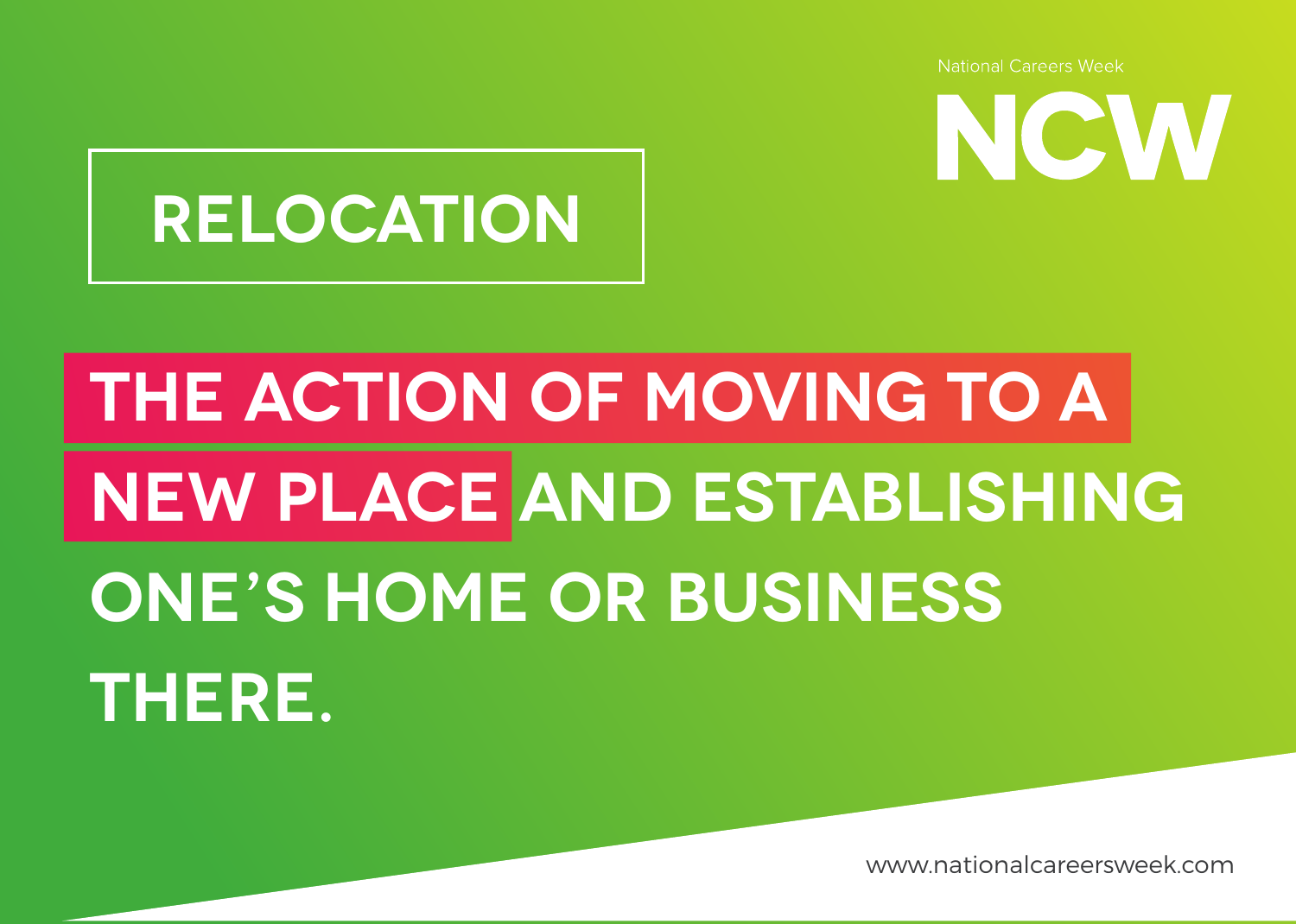National Careers Week

NCW

# RELOCATION

**THE ACTION OF MOVING TO A NEW PLACE AND ESTABLISHING ONE'S HOME OR BUSINESS THERE.**

www.nationalcareersweek.com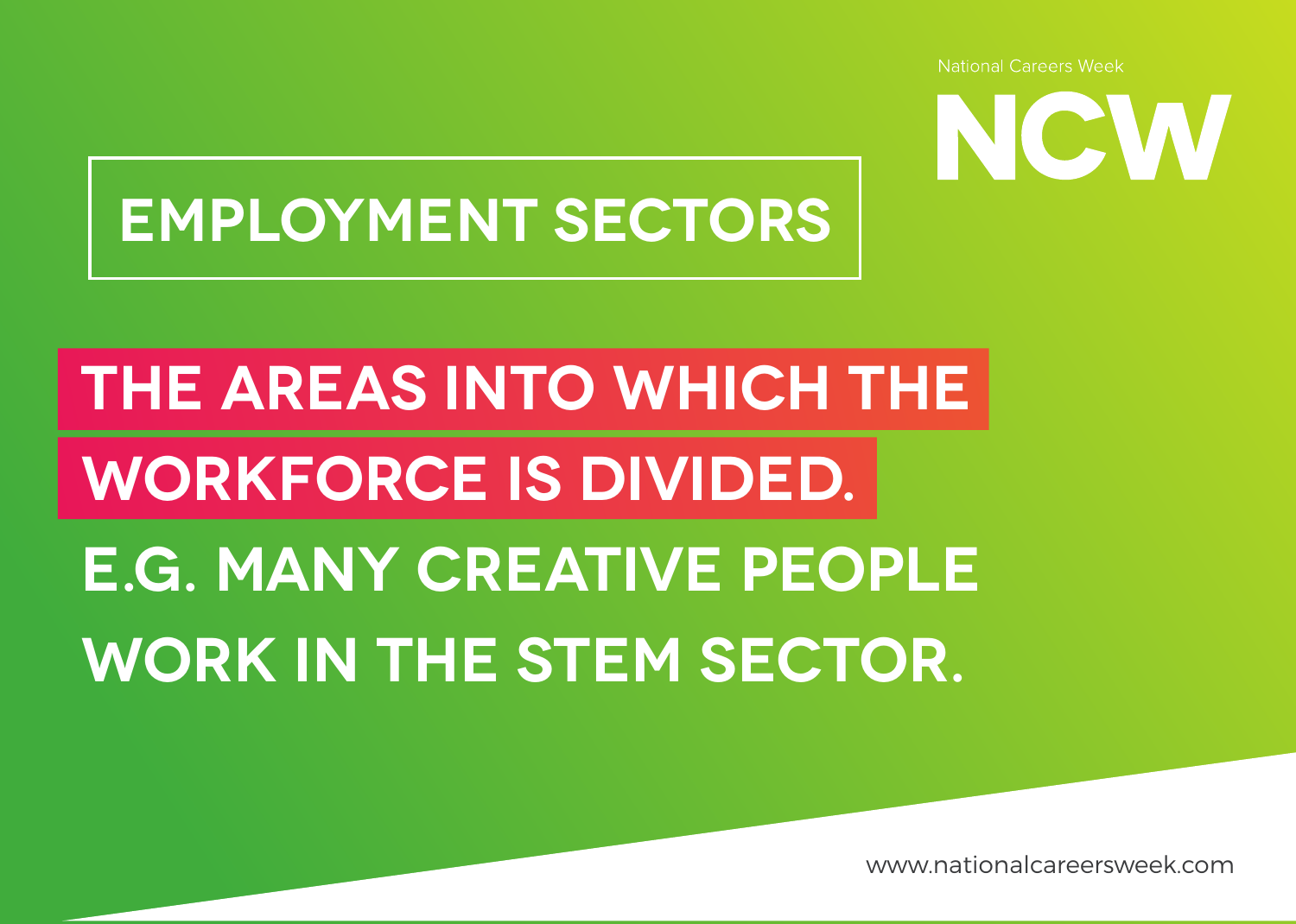National Careers Week

NCW

# EMPLOYMENT SECTORS

**THE AREAS INTO WHICH THE WORKFORCE IS DIVIDED.**

**E.G. MANY CREATIVE PEOPLE WORK IN THE STEM SECTOR.**

www.nationalcareersweek.com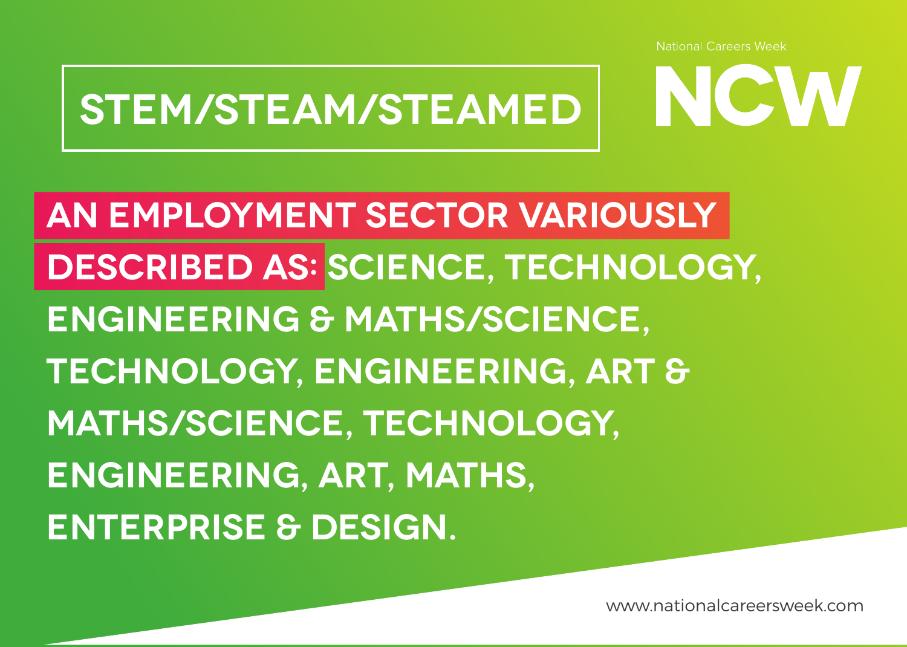National Careers Week

NCW

# STEM/STEAM/STEAMED

**AN EMPLOYMENT SECTOR VARIOUSLY DESCRIBED AS:** SCIENCE, TECHNOLOGY, ENGINEERING & MATHS/SCIENCE, TECHNOLOGY, ENGINEERING, ART & MATHS/SCIENCE, TECHNOLOGY, ENGINEERING, ART, MATHS, ENTERPRISE & DESIGN.

www.nationalcareersweek.com